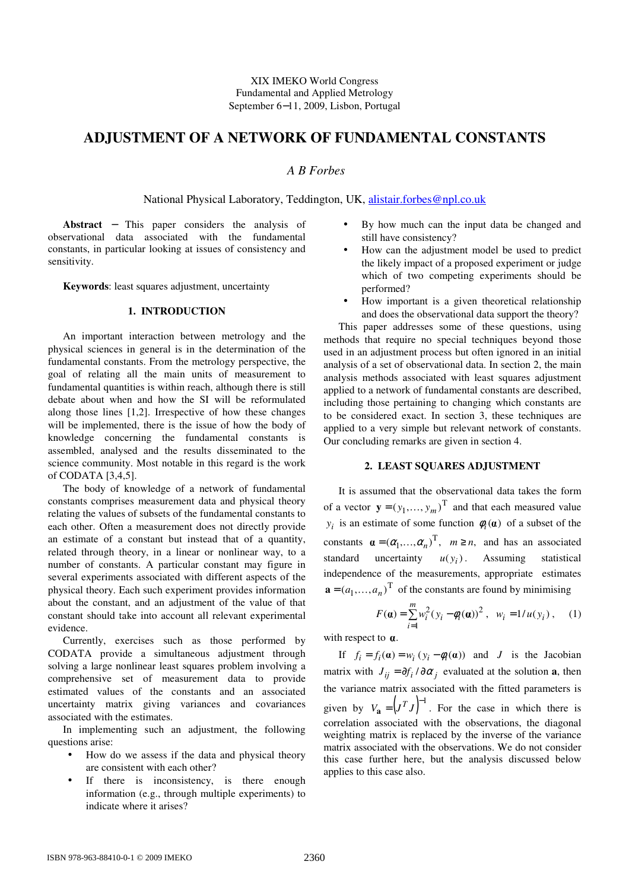XIX IMEKO World Congress
Fundamental and Applied Metrology
September 6−11, 2009, Lisbon, Portugal

# ADJUSTMENT OF A NETWORK OF FUNDAMENTAL CONSTANTS

*A B Forbes*

National Physical Laboratory, Teddington, UK, alistair.forbes@npl.co.uk

**Abstract** − This paper considers the analysis of observational data associated with the fundamental constants, in particular looking at issues of consistency and sensitivity.

**Keywords**: least squares adjustment, uncertainty

## 1. INTRODUCTION

An important interaction between metrology and the physical sciences in general is in the determination of the fundamental constants. From the metrology perspective, the goal of relating all the main units of measurement to fundamental quantities is within reach, although there is still debate about when and how the SI will be reformulated along those lines [1,2]. Irrespective of how these changes will be implemented, there is the issue of how the body of knowledge concerning the fundamental constants is assembled, analysed and the results disseminated to the science community. Most notable in this regard is the work of CODATA [3,4,5].

The body of knowledge of a network of fundamental constants comprises measurement data and physical theory relating the values of subsets of the fundamental constants to each other. Often a measurement does not directly provide an estimate of a constant but instead that of a quantity, related through theory, in a linear or nonlinear way, to a number of constants. A particular constant may figure in several experiments associated with different aspects of the physical theory. Each such experiment provides information about the constant, and an adjustment of the value of that constant should take into account all relevant experimental evidence.

Currently, exercises such as those performed by CODATA provide a simultaneous adjustment through solving a large nonlinear least squares problem involving a comprehensive set of measurement data to provide estimated values of the constants and an associated uncertainty matrix giving variances and covariances associated with the estimates.

In implementing such an adjustment, the following questions arise:

- How do we assess if the data and physical theory are consistent with each other?
- If there is inconsistency, is there enough information (e.g., through multiple experiments) to indicate where it arises?
- By how much can the input data be changed and still have consistency?
- How can the adjustment model be used to predict the likely impact of a proposed experiment or judge which of two competing experiments should be performed?
- How important is a given theoretical relationship and does the observational data support the theory?

This paper addresses some of these questions, using methods that require no special techniques beyond those used in an adjustment process but often ignored in an initial analysis of a set of observational data. In section 2, the main analysis methods associated with least squares adjustment applied to a network of fundamental constants are described, including those pertaining to changing which constants are to be considered exact. In section 3, these techniques are applied to a very simple but relevant network of constants. Our concluding remarks are given in section 4.

## 2. LEAST SQUARES ADJUSTMENT

It is assumed that the observational data takes the form of a vector $\mathbf{y} = (y_1, \ldots, y_m)^{\mathrm{T}}$ and that each measured value $y_i$ is an estimate of some function $\phi_i(\boldsymbol{\alpha})$ of a subset of the constants $\boldsymbol{\alpha} = (\alpha_1, \ldots, \alpha_n)^{\mathrm{T}}$, $m \geq n$, and has an associated standard uncertainty $u(y_i)$. Assuming statistical independence of the measurements, appropriate estimates $\mathbf{a} = (a_1, \ldots, a_n)^{\mathrm{T}}$ of the constants are found by minimising

$$F(\boldsymbol{\alpha}) = \sum_{i=1}^{m} w_i^2 (y_i - \phi_i(\boldsymbol{\alpha}))^2, \quad w_i = 1/u(y_i), \qquad (1)$$

with respect to $\boldsymbol{\alpha}$.

If $f_i = f_i(\boldsymbol{\alpha}) = w_i(y_i - \phi_i(\boldsymbol{\alpha}))$ and $J$ is the Jacobian matrix with $J_{ij} = \partial f_i / \partial \alpha_j$ evaluated at the solution $\mathbf{a}$, then the variance matrix associated with the fitted parameters is given by $V_{\mathbf{a}} = \left(J^T J\right)^{-1}$. For the case in which there is correlation associated with the observations, the diagonal weighting matrix is replaced by the inverse of the variance matrix associated with the observations. We do not consider this case further here, but the analysis discussed below applies to this case also.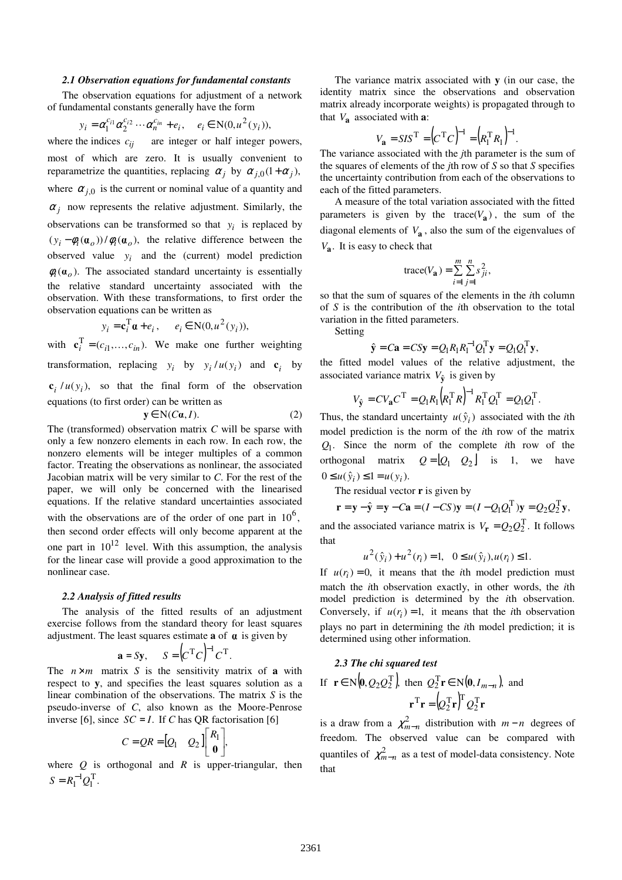### 2.1 Observation equations for fundamental constants

The observation equations for adjustment of a network of fundamental constants generally have the form

$$y_i = \alpha_1^{c_{i1}} \alpha_2^{c_{i2}} \cdots \alpha_n^{c_{in}} + e_i, \quad e_i \in \mathrm{N}(0, u^2(y_i)),$$

where the indices $c_{ij}$ are integer or half integer powers, most of which are zero. It is usually convenient to reparametrize the quantities, replacing $\alpha_j$ by $\alpha_{j,0}(1+\alpha_j)$, where $\alpha_{j,0}$ is the current or nominal value of a quantity and $\alpha_j$ now represents the relative adjustment. Similarly, the observations can be transformed so that $y_i$ is replaced by $(y_i - \phi_i(\boldsymbol{\alpha}_o))/\phi_i(\boldsymbol{\alpha}_o)$, the relative difference between the observed value $y_i$ and the (current) model prediction $\phi_i(\boldsymbol{\alpha}_o)$. The associated standard uncertainty is essentially the relative standard uncertainty associated with the observation. With these transformations, to first order the observation equations can be written as

$$y_i = \mathbf{c}_i^{\mathrm{T}} \boldsymbol{\alpha} + e_i, \quad e_i \in \mathrm{N}(0, u^2(y_i)),$$

with $\mathbf{c}_i^{\mathrm{T}} = (c_{i1}, \ldots, c_{in})$. We make one further weighting transformation, replacing $y_i$ by $y_i / u(y_i)$ and $\mathbf{c}_i$ by $\mathbf{c}_i / u(y_i)$, so that the final form of the observation equations (to first order) can be written as

$$\mathbf{y} \in \mathrm{N}(C\boldsymbol{\alpha}, I). \tag{2}$$

The (transformed) observation matrix $C$ will be sparse with only a few nonzero elements in each row. In each row, the nonzero elements will be integer multiples of a common factor. Treating the observations as nonlinear, the associated Jacobian matrix will be very similar to $C$. For the rest of the paper, we will only be concerned with the linearised equations. If the relative standard uncertainties associated with the observations are of the order of one part in $10^6$, then second order effects will only become apparent at the one part in $10^{12}$ level. With this assumption, the analysis for the linear case will provide a good approximation to the nonlinear case.

### 2.2 Analysis of fitted results

The analysis of the fitted results of an adjustment exercise follows from the standard theory for least squares adjustment. The least squares estimate $\mathbf{a}$ of $\boldsymbol{\alpha}$ is given by

$$\mathbf{a} = S\mathbf{y}, \quad S = \left(C^{\mathrm{T}} C\right)^{-1} C^{\mathrm{T}}.$$

The $n \times m$ matrix $S$ is the sensitivity matrix of $\mathbf{a}$ with respect to $\mathbf{y}$, and specifies the least squares solution as a linear combination of the observations. The matrix $S$ is the pseudo-inverse of $C$, also known as the Moore-Penrose inverse [6], since $SC = I$. If $C$ has QR factorisation [6]

$$C = QR = \begin{bmatrix} Q_1 & Q_2 \end{bmatrix} \begin{bmatrix} R_1 \\ \mathbf{0} \end{bmatrix},$$

where $Q$ is orthogonal and $R$ is upper-triangular, then $S = R_1^{-1} Q_1^{\mathrm{T}}$.

The variance matrix associated with $\mathbf{y}$ (in our case, the identity matrix since the observations and observation matrix already incorporate weights) is propagated through to that $V_{\mathbf{a}}$ associated with $\mathbf{a}$:

$$V_{\mathbf{a}} = SIS^{\mathrm{T}} = \left(C^{\mathrm{T}} C\right)^{-1} = \left(R_1^{\mathrm{T}} R_1\right)^{-1}.$$

The variance associated with the $j$th parameter is the sum of the squares of elements of the $j$th row of $S$ so that $S$ specifies the uncertainty contribution from each of the observations to each of the fitted parameters.

A measure of the total variation associated with the fitted parameters is given by the $\mathrm{trace}(V_{\mathbf{a}})$, the sum of the diagonal elements of $V_{\mathbf{a}}$, also the sum of the eigenvalues of $V_{\mathbf{a}}$. It is easy to check that

$$\mathrm{trace}(V_{\mathbf{a}}) = \sum_{i=1}^{m} \sum_{j=1}^{n} s_{ji}^2,$$

so that the sum of squares of the elements in the $i$th column of $S$ is the contribution of the $i$th observation to the total variation in the fitted parameters.

Setting

$$\hat{\mathbf{y}} = C\mathbf{a} = CS\mathbf{y} = Q_1 R_1 R_1^{-1} Q_1^{\mathrm{T}} \mathbf{y} = Q_1 Q_1^{\mathrm{T}} \mathbf{y},$$

the fitted model values of the relative adjustment, the associated variance matrix $V_{\hat{\mathbf{y}}}$ is given by

$$V_{\hat{\mathbf{y}}} = CV_{\mathbf{a}} C^{\mathrm{T}} = Q_1 R_1 \left(R_1^{\mathrm{T}} R\right)^{-1} R_1^{\mathrm{T}} Q_1^{\mathrm{T}} = Q_1 Q_1^{\mathrm{T}}.$$

Thus, the standard uncertainty $u(\hat{y}_i)$ associated with the $i$th model prediction is the norm of the $i$th row of the matrix $Q_1$. Since the norm of the complete $i$th row of the orthogonal matrix $Q = \begin{bmatrix} Q_1 & Q_2 \end{bmatrix}$ is 1, we have $0 \le u(\hat{y}_i) \le 1 = u(y_i)$.

The residual vector $\mathbf{r}$ is given by

$$\mathbf{r} = \mathbf{y} - \hat{\mathbf{y}} = \mathbf{y} - C\mathbf{a} = (I - CS)\mathbf{y} = (I - Q_1 Q_1^{\mathrm{T}})\mathbf{y} = Q_2 Q_2^{\mathrm{T}} \mathbf{y},$$

and the associated variance matrix is $V_{\mathbf{r}} = Q_2 Q_2^{\mathrm{T}}$. It follows that

$$u^2(\hat{y}_i) + u^2(r_i) = 1, \quad 0 \le u(\hat{y}_i), u(r_i) \le 1.$$

If $u(r_i) = 0$, it means that the $i$th model prediction must match the $i$th observation exactly, in other words, the $i$th model prediction is determined by the $i$th observation. Conversely, if $u(r_i) = 1$, it means that the $i$th observation plays no part in determining the $i$th model prediction; it is determined using other information.

### 2.3 The chi squared test

If $\mathbf{r} \in \mathrm{N}\left(\mathbf{0}, Q_2 Q_2^{\mathrm{T}}\right)$, then $Q_2^{\mathrm{T}} \mathbf{r} \in \mathrm{N}\left(\mathbf{0}, I_{m-n}\right)$, and

$$\mathbf{r}^{\mathrm{T}} \mathbf{r} = \left(Q_2^{\mathrm{T}} \mathbf{r}\right)^{\mathrm{T}} Q_2^{\mathrm{T}} \mathbf{r}$$

is a draw from a $\chi^2_{m-n}$ distribution with $m-n$ degrees of freedom. The observed value can be compared with quantiles of $\chi^2_{m-n}$ as a test of model-data consistency. Note that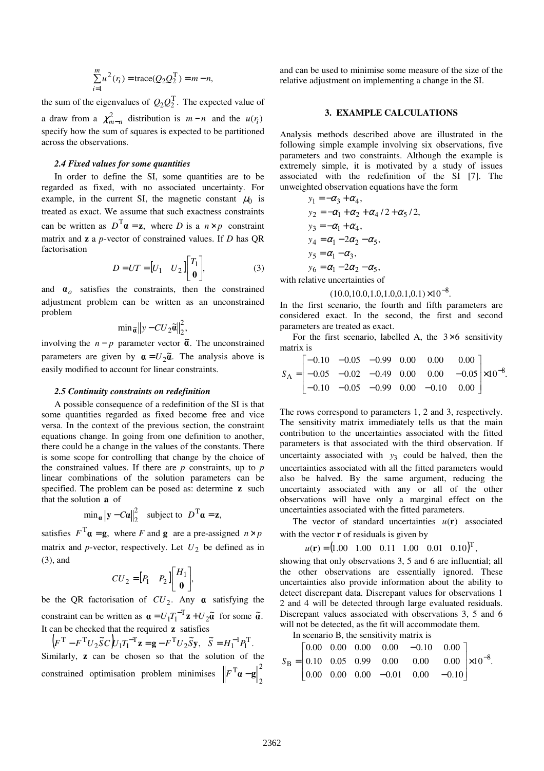$$\sum_{i=1}^{m} u^2(r_i) = \text{trace}(Q_2 Q_2^{\mathrm{T}}) = m - n,$$

the sum of the eigenvalues of $Q_2 Q_2^{\mathrm{T}}$. The expected value of a draw from a $\chi^2_{m-n}$ distribution is $m-n$ and the $u(r_i)$ specify how the sum of squares is expected to be partitioned across the observations.

### *2.4 Fixed values for some quantities*

In order to define the SI, some quantities are to be regarded as fixed, with no associated uncertainty. For example, in the current SI, the magnetic constant $\mu_0$ is treated as exact. We assume that such exactness constraints can be written as $D^{\mathrm{T}}\boldsymbol{\alpha} = \mathbf{z}$, where $D$ is a $n \times p$ constraint matrix and $\mathbf{z}$ a $p$-vector of constrained values. If $D$ has QR factorisation

$$D = UT = \begin{bmatrix} U_1 & U_2 \end{bmatrix} \begin{bmatrix} T_1 \\ \mathbf{0} \end{bmatrix}, \tag{3}$$

and $\boldsymbol{\alpha}_o$ satisfies the constraints, then the constrained adjustment problem can be written as an unconstrained problem

$$\min_{\tilde{\boldsymbol{\alpha}}} \| y - C U_2 \tilde{\boldsymbol{\alpha}} \|_2^2,$$

involving the $n-p$ parameter vector $\tilde{\boldsymbol{\alpha}}$. The unconstrained parameters are given by $\boldsymbol{\alpha} = U_2 \tilde{\boldsymbol{\alpha}}$. The analysis above is easily modified to account for linear constraints.

### *2.5 Continuity constraints on redefinition*

A possible consequence of a redefinition of the SI is that some quantities regarded as fixed become free and vice versa. In the context of the previous section, the constraint equations change. In going from one definition to another, there could be a change in the values of the constants. There is some scope for controlling that change by the choice of the constrained values. If there are $p$ constraints, up to $p$ linear combinations of the solution parameters can be specified. The problem can be posed as: determine $\mathbf{z}$ such that the solution $\mathbf{a}$ of

$$\min_{\boldsymbol{\alpha}} \| \mathbf{y} - C\boldsymbol{\alpha} \|_2^2 \quad \text{subject to} \quad D^{\mathrm{T}}\boldsymbol{\alpha} = \mathbf{z},$$

satisfies $F^{\mathrm{T}}\boldsymbol{\alpha} = \mathbf{g}$, where $F$ and $\mathbf{g}$ are a pre-assigned $n \times p$ matrix and $p$-vector, respectively. Let $U_2$ be defined as in (3), and

$$C U_2 = \begin{bmatrix} P_1 & P_2 \end{bmatrix} \begin{bmatrix} H_1 \\ \mathbf{0} \end{bmatrix},$$

be the QR factorisation of $CU_2$. Any $\boldsymbol{\alpha}$ satisfying the constraint can be written as $\boldsymbol{\alpha} = U_1 T_1^{-\mathrm{T}} \mathbf{z} + U_2 \tilde{\boldsymbol{\alpha}}$ for some $\tilde{\boldsymbol{\alpha}}$. It can be checked that the required $\mathbf{z}$ satisfies

$$\left(F^{\mathrm{T}} - F^{\mathrm{T}} U_2 \tilde{S} C\right) U_1 T_1^{-\mathrm{T}} \mathbf{z} = \mathbf{g} - F^{\mathrm{T}} U_2 \tilde{S} \mathbf{y}, \quad \tilde{S} = H_1^{-1} P_1^{\mathrm{T}}.$$

Similarly, $\mathbf{z}$ can be chosen so that the solution of the constrained optimisation problem minimises $\left\| F^{\mathrm{T}}\boldsymbol{\alpha} - \mathbf{g} \right\|_2^2$ and can be used to minimise some measure of the size of the relative adjustment on implementing a change in the SI.

## 3. EXAMPLE CALCULATIONS

Analysis methods described above are illustrated in the following simple example involving six observations, five parameters and two constraints. Although the example is extremely simple, it is motivated by a study of issues associated with the redefinition of the SI [7]. The unweighted observation equations have the form

$$\begin{aligned}
y_1 &= -\alpha_3 + \alpha_4, \\
y_2 &= -\alpha_1 + \alpha_2 + \alpha_4/2 + \alpha_5/2, \\
y_3 &= -\alpha_1 + \alpha_4, \\
y_4 &= \alpha_1 - 2\alpha_2 - \alpha_5, \\
y_5 &= \alpha_1 - \alpha_3, \\
y_6 &= \alpha_1 - 2\alpha_2 - \alpha_5,
\end{aligned}$$

with relative uncertainties of

$$(10.0, 10.0, 1.0, 1.0, 0.1, 0.1) \times 10^{-8}.$$

In the first scenario, the fourth and fifth parameters are considered exact. In the second, the first and second parameters are treated as exact.

For the first scenario, labelled A, the $3 \times 6$ sensitivity matrix is

$$S_{\mathrm{A}} = \begin{bmatrix} -0.10 & -0.05 & -0.99 & 0.00 & 0.00 & 0.00 \\ -0.05 & -0.02 & -0.49 & 0.00 & 0.00 & -0.05 \\ -0.10 & -0.05 & -0.99 & 0.00 & -0.10 & 0.00 \end{bmatrix} \times 10^{-8}.$$

The rows correspond to parameters 1, 2 and 3, respectively. The sensitivity matrix immediately tells us that the main contribution to the uncertainties associated with the fitted parameters is that associated with the third observation. If uncertainty associated with $y_3$ could be halved, then the uncertainties associated with all the fitted parameters would also be halved. By the same argument, reducing the uncertainty associated with any or all of the other observations will have only a marginal effect on the uncertainties associated with the fitted parameters.

The vector of standard uncertainties $u(\mathbf{r})$ associated with the vector $\mathbf{r}$ of residuals is given by

$$u(\mathbf{r}) = \begin{pmatrix} 1.00 & 1.00 & 0.11 & 1.00 & 0.01 & 0.10 \end{pmatrix}^{\mathrm{T}},$$

showing that only observations 3, 5 and 6 are influential; all the other observations are essentially ignored. These uncertainties also provide information about the ability to detect discrepant data. Discrepant values for observations 1, 2 and 4 will be detected through large evaluated residuals. Discrepant values associated with observations 3, 5 and 6 will not be detected, as the fit will accommodate them.

In scenario B, the sensitivity matrix is

$$S_{\mathrm{B}} = \begin{bmatrix} 0.00 & 0.00 & 0.00 & 0.00 & -0.10 & 0.00 \\ 0.10 & 0.05 & 0.99 & 0.00 & 0.00 & 0.00 \\ 0.00 & 0.00 & 0.00 & -0.01 & 0.00 & -0.10 \end{bmatrix} \times 10^{-8}.$$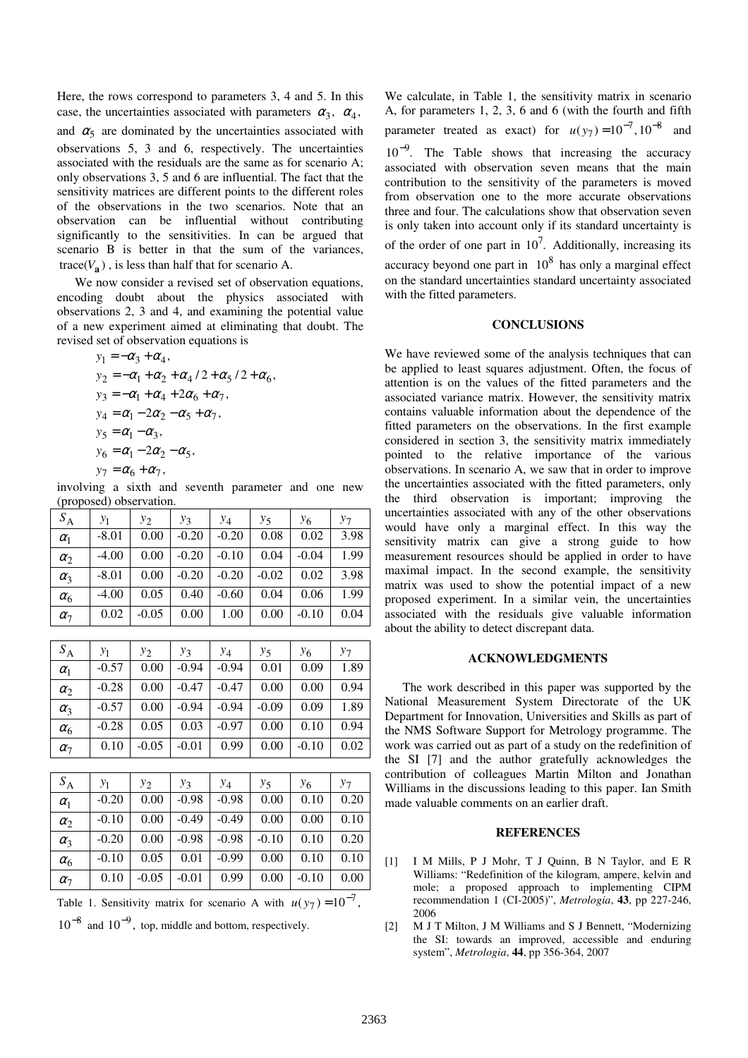Here, the rows correspond to parameters 3, 4 and 5. In this case, the uncertainties associated with parameters $\alpha_3$, $\alpha_4$, and $\alpha_5$ are dominated by the uncertainties associated with observations 5, 3 and 6, respectively. The uncertainties associated with the residuals are the same as for scenario A; only observations 3, 5 and 6 are influential. The fact that the sensitivity matrices are different points to the different roles of the observations in the two scenarios. Note that an observation can be influential without contributing significantly to the sensitivities. In can be argued that scenario B is better in that the sum of the variances, $\text{trace}(V_{\mathbf{a}})$ , is less than half that for scenario A.

We now consider a revised set of observation equations, encoding doubt about the physics associated with observations 2, 3 and 4, and examining the potential value of a new experiment aimed at eliminating that doubt. The revised set of observation equations is

$$
\begin{aligned}
y_1 &= -\alpha_3 + \alpha_4, \\
y_2 &= -\alpha_1 + \alpha_2 + \alpha_4/2 + \alpha_5/2 + \alpha_6, \\
y_3 &= -\alpha_1 + \alpha_4 + 2\alpha_6 + \alpha_7, \\
y_4 &= \alpha_1 - 2\alpha_2 - \alpha_5 + \alpha_7, \\
y_5 &= \alpha_1 - \alpha_3, \\
y_6 &= \alpha_1 - 2\alpha_2 - \alpha_5, \\
y_7 &= \alpha_6 + \alpha_7,
\end{aligned}
$$

involving a sixth and seventh parameter and one new (proposed) observation.

| $S_A$ | $y_1$ | $y_2$ | $y_3$ | $y_4$ | $y_5$ | $y_6$ | $y_7$ |
|---|---|---|---|---|---|---|---|
| $\alpha_1$ | -8.01 | 0.00 | -0.20 | -0.20 | 0.08 | 0.02 | 3.98 |
| $\alpha_2$ | -4.00 | 0.00 | -0.20 | -0.10 | 0.04 | -0.04 | 1.99 |
| $\alpha_3$ | -8.01 | 0.00 | -0.20 | -0.20 | -0.02 | 0.02 | 3.98 |
| $\alpha_6$ | -4.00 | 0.05 | 0.40 | -0.60 | 0.04 | 0.06 | 1.99 |
| $\alpha_7$ | 0.02 | -0.05 | 0.00 | 1.00 | 0.00 | -0.10 | 0.04 |

| $S_A$ | $y_1$ | $y_2$ | $y_3$ | $y_4$ | $y_5$ | $y_6$ | $y_7$ |
|---|---|---|---|---|---|---|---|
| $\alpha_1$ | -0.57 | 0.00 | -0.94 | -0.94 | 0.01 | 0.09 | 1.89 |
| $\alpha_2$ | -0.28 | 0.00 | -0.47 | -0.47 | 0.00 | 0.00 | 0.94 |
| $\alpha_3$ | -0.57 | 0.00 | -0.94 | -0.94 | -0.09 | 0.09 | 1.89 |
| $\alpha_6$ | -0.28 | 0.05 | 0.03 | -0.97 | 0.00 | 0.10 | 0.94 |
| $\alpha_7$ | 0.10 | -0.05 | -0.01 | 0.99 | 0.00 | -0.10 | 0.02 |

| $S_A$ | $y_1$ | $y_2$ | $y_3$ | $y_4$ | $y_5$ | $y_6$ | $y_7$ |
|---|---|---|---|---|---|---|---|
| $\alpha_1$ | -0.20 | 0.00 | -0.98 | -0.98 | 0.00 | 0.10 | 0.20 |
| $\alpha_2$ | -0.10 | 0.00 | -0.49 | -0.49 | 0.00 | 0.00 | 0.10 |
| $\alpha_3$ | -0.20 | 0.00 | -0.98 | -0.98 | -0.10 | 0.10 | 0.20 |
| $\alpha_6$ | -0.10 | 0.05 | 0.01 | -0.99 | 0.00 | 0.10 | 0.10 |
| $\alpha_7$ | 0.10 | -0.05 | -0.01 | 0.99 | 0.00 | -0.10 | 0.00 |

Table 1. Sensitivity matrix for scenario A with $u(y_7) = 10^{-7}$, $10^{-8}$ and $10^{-9}$, top, middle and bottom, respectively.

We calculate, in Table 1, the sensitivity matrix in scenario A, for parameters 1, 2, 3, 6 and 6 (with the fourth and fifth parameter treated as exact) for $u(y_7) = 10^{-7}, 10^{-8}$ and $10^{-9}$. The Table shows that increasing the accuracy associated with observation seven means that the main contribution to the sensitivity of the parameters is moved from observation one to the more accurate observations three and four. The calculations show that observation seven is only taken into account only if its standard uncertainty is of the order of one part in $10^7$. Additionally, increasing its accuracy beyond one part in $10^8$ has only a marginal effect on the standard uncertainties standard uncertainty associated with the fitted parameters.

## CONCLUSIONS

We have reviewed some of the analysis techniques that can be applied to least squares adjustment. Often, the focus of attention is on the values of the fitted parameters and the associated variance matrix. However, the sensitivity matrix contains valuable information about the dependence of the fitted parameters on the observations. In the first example considered in section 3, the sensitivity matrix immediately pointed to the relative importance of the various observations. In scenario A, we saw that in order to improve the uncertainties associated with the fitted parameters, only the third observation is important; improving the uncertainties associated with any of the other observations would have only a marginal effect. In this way the sensitivity matrix can give a strong guide to how measurement resources should be applied in order to have maximal impact. In the second example, the sensitivity matrix was used to show the potential impact of a new proposed experiment. In a similar vein, the uncertainties associated with the residuals give valuable information about the ability to detect discrepant data.

## ACKNOWLEDGMENTS

The work described in this paper was supported by the National Measurement System Directorate of the UK Department for Innovation, Universities and Skills as part of the NMS Software Support for Metrology programme. The work was carried out as part of a study on the redefinition of the SI [7] and the author gratefully acknowledges the contribution of colleagues Martin Milton and Jonathan Williams in the discussions leading to this paper. Ian Smith made valuable comments on an earlier draft.

## REFERENCES

[1] I M Mills, P J Mohr, T J Quinn, B N Taylor, and E R Williams: "Redefinition of the kilogram, ampere, kelvin and mole; a proposed approach to implementing CIPM recommendation 1 (CI-2005)", *Metrologia*, **43**, pp 227-246, 2006

[2] M J T Milton, J M Williams and S J Bennett, "Modernizing the SI: towards an improved, accessible and enduring system", *Metrologia*, **44**, pp 356-364, 2007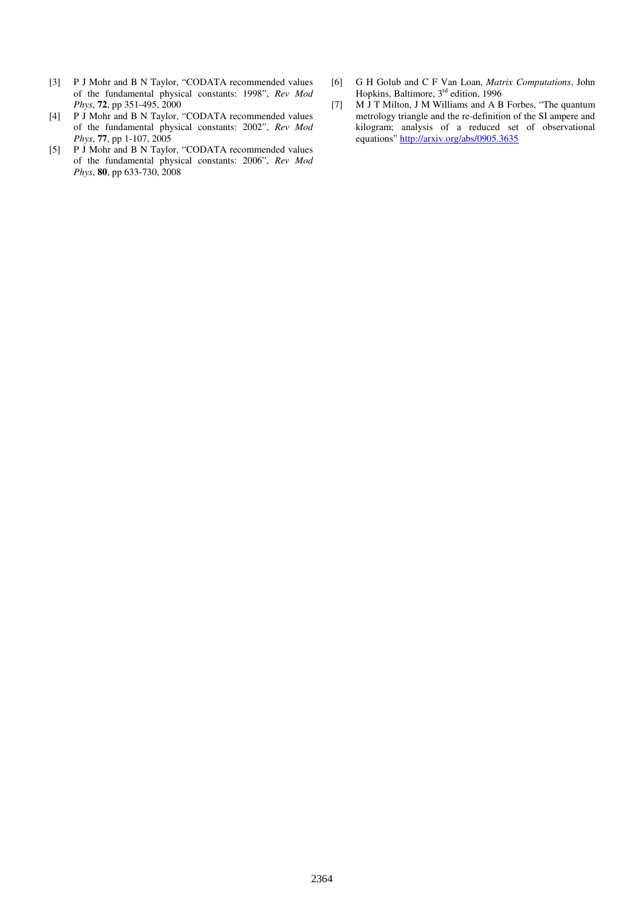[3] P J Mohr and B N Taylor, "CODATA recommended values of the fundamental physical constants: 1998", *Rev Mod Phys*, **72**, pp 351-495, 2000

[4] P J Mohr and B N Taylor, "CODATA recommended values of the fundamental physical constants: 2002", *Rev Mod Phys*, **77**, pp 1-107, 2005

[5] P J Mohr and B N Taylor, "CODATA recommended values of the fundamental physical constants: 2006", *Rev Mod Phys*, **80**, pp 633-730, 2008

[6] G H Golub and C F Van Loan, *Matrix Computations*, John Hopkins, Baltimore, 3rd edition, 1996

[7] M J T Milton, J M Williams and A B Forbes, "The quantum metrology triangle and the re-definition of the SI ampere and kilogram; analysis of a reduced set of observational equations" http://arxiv.org/abs/0905.3635